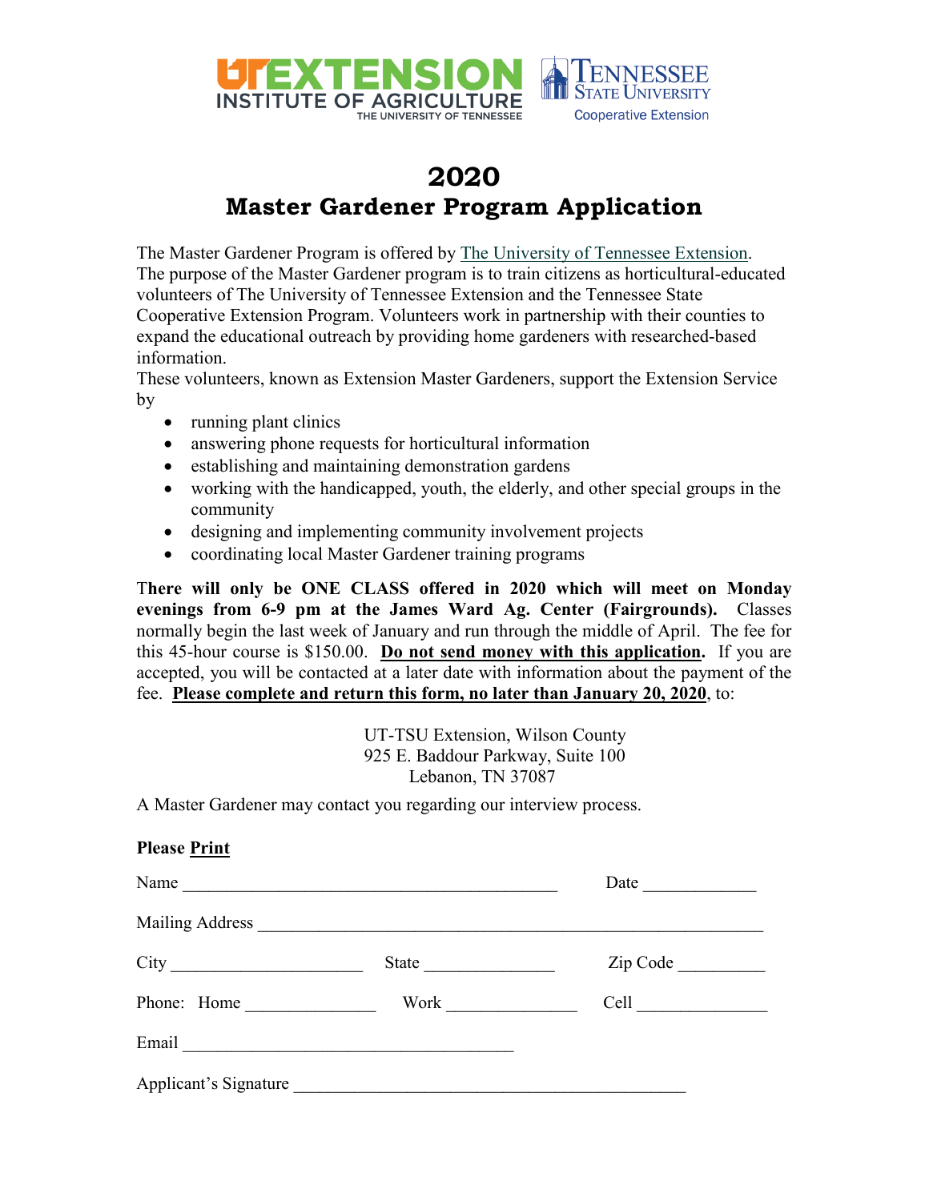UT EXTENSION INSTITUTE OF AGRICULTURE THE UNIVERSITY OF TENNESSEE

TENNESSEE STATE UNIVERSITY Cooperative Extension

# 2020
# Master Gardener Program Application

The Master Gardener Program is offered by The University of Tennessee Extension. The purpose of the Master Gardener program is to train citizens as horticultural-educated volunteers of The University of Tennessee Extension and the Tennessee State Cooperative Extension Program. Volunteers work in partnership with their counties to expand the educational outreach by providing home gardeners with researched-based information.
These volunteers, known as Extension Master Gardeners, support the Extension Service by

- running plant clinics
- answering phone requests for horticultural information
- establishing and maintaining demonstration gardens
- working with the handicapped, youth, the elderly, and other special groups in the community
- designing and implementing community involvement projects
- coordinating local Master Gardener training programs

**There will only be ONE CLASS offered in 2020 which will meet on Monday evenings from 6-9 pm at the James Ward Ag. Center (Fairgrounds).** Classes normally begin the last week of January and run through the middle of April. The fee for this 45-hour course is $150.00. **Do not send money with this application.** If you are accepted, you will be contacted at a later date with information about the payment of the fee. **Please complete and return this form, no later than January 20, 2020**, to:

UT-TSU Extension, Wilson County
925 E. Baddour Parkway, Suite 100
Lebanon, TN 37087

A Master Gardener may contact you regarding our interview process.

**Please Print**

Name ____________________________________________ Date _____________

Mailing Address ___________________________________________________________

City ______________________ State _______________ Zip Code __________

Phone: Home _______________ Work _______________ Cell _______________

Email ______________________________________

Applicant's Signature _____________________________________________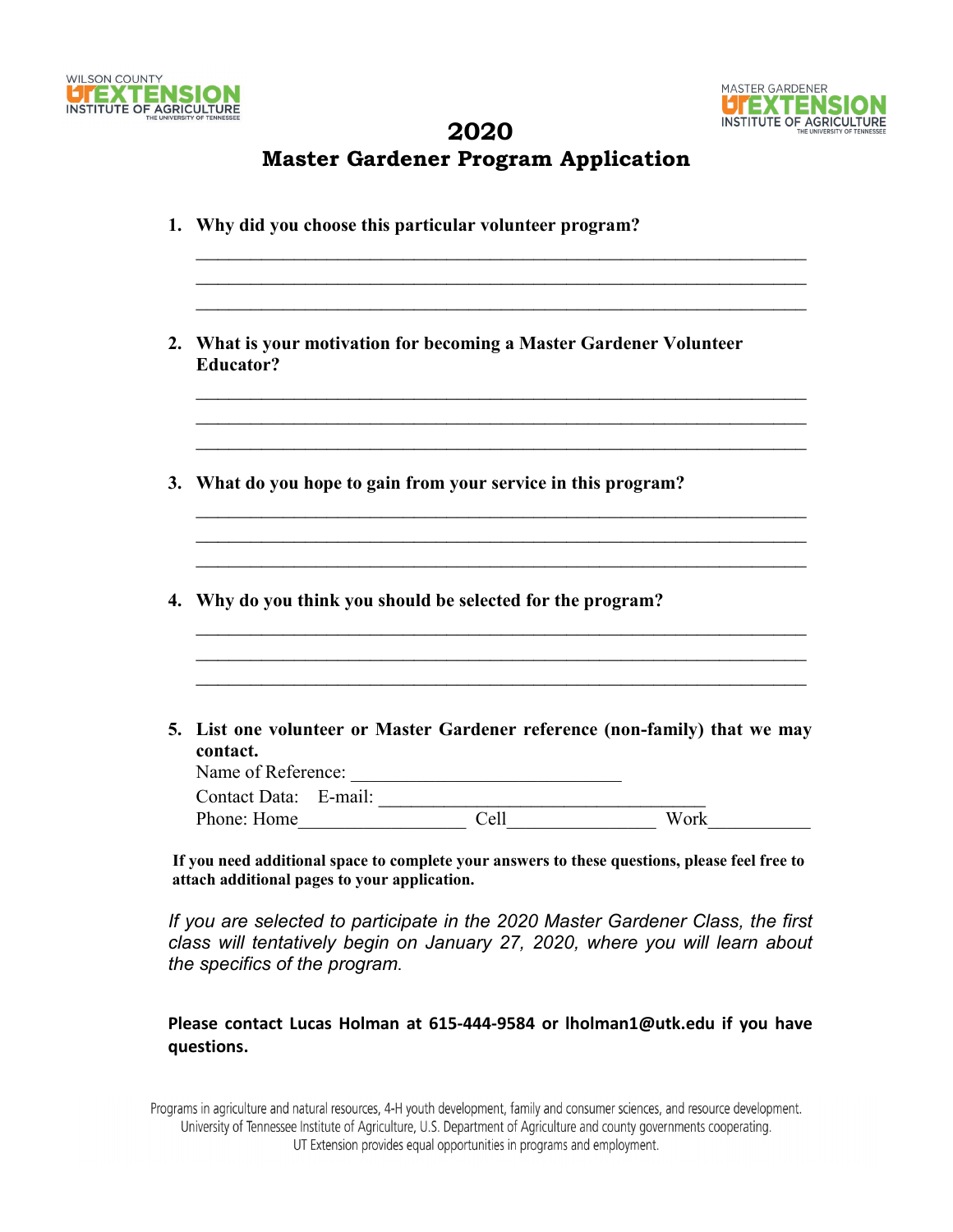# 2020

## Master Gardener Program Application

1. **Why did you choose this particular volunteer program?**

_________________________________________________________________
_________________________________________________________________
_________________________________________________________________

2. **What is your motivation for becoming a Master Gardener Volunteer Educator?**

_________________________________________________________________
_________________________________________________________________
_________________________________________________________________

3. **What do you hope to gain from your service in this program?**

_________________________________________________________________
_________________________________________________________________
_________________________________________________________________

4. **Why do you think you should be selected for the program?**

_________________________________________________________________
_________________________________________________________________
_________________________________________________________________

5. **List one volunteer or Master Gardener reference (non-family) that we may contact.**

Name of Reference: ____________________________

Contact Data: E-mail: __________________________________

Phone: Home_________________ Cell_______________ Work___________

**If you need additional space to complete your answers to these questions, please feel free to attach additional pages to your application.**

*If you are selected to participate in the 2020 Master Gardener Class, the first class will tentatively begin on January 27, 2020, where you will learn about the specifics of the program.*

**Please contact Lucas Holman at 615-444-9584 or lholman1@utk.edu if you have questions.**

Programs in agriculture and natural resources, 4-H youth development, family and consumer sciences, and resource development. University of Tennessee Institute of Agriculture, U.S. Department of Agriculture and county governments cooperating. UT Extension provides equal opportunities in programs and employment.